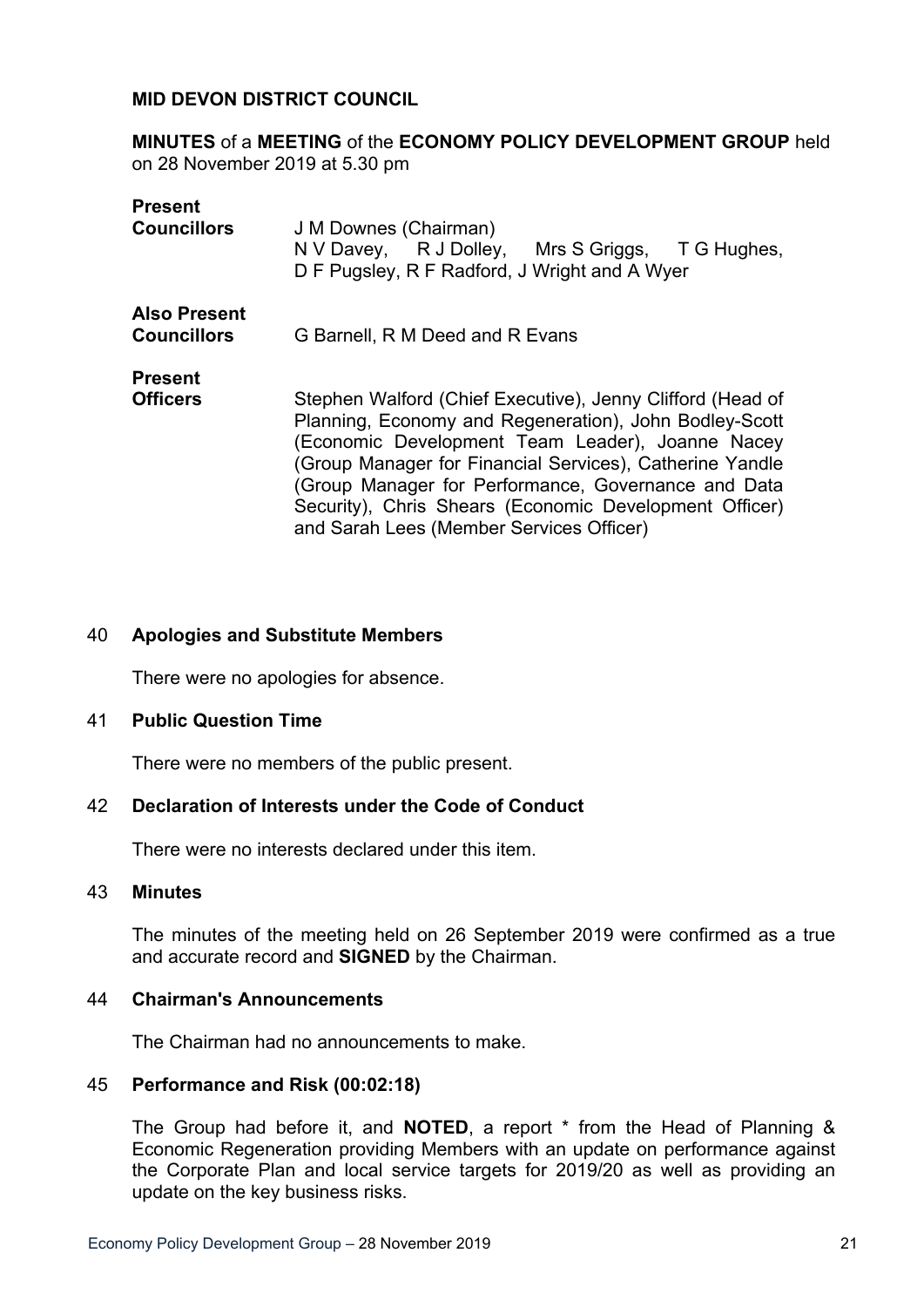**MID DEVON DISTRICT COUNCIL**

**MINUTES** of a **MEETING** of the **ECONOMY POLICY DEVELOPMENT GROUP** held on 28 November 2019 at 5.30 pm

| | |
|---|---|
| **Present Councillors** | J M Downes (Chairman) N V Davey, R J Dolley, Mrs S Griggs, T G Hughes, D F Pugsley, R F Radford, J Wright and A Wyer |
| **Also Present Councillors** | G Barnell, R M Deed and R Evans |
| **Present Officers** | Stephen Walford (Chief Executive), Jenny Clifford (Head of Planning, Economy and Regeneration), John Bodley-Scott (Economic Development Team Leader), Joanne Nacey (Group Manager for Financial Services), Catherine Yandle (Group Manager for Performance, Governance and Data Security), Chris Shears (Economic Development Officer) and Sarah Lees (Member Services Officer) |

## 40 Apologies and Substitute Members

There were no apologies for absence.

## 41 Public Question Time

There were no members of the public present.

## 42 Declaration of Interests under the Code of Conduct

There were no interests declared under this item.

## 43 Minutes

The minutes of the meeting held on 26 September 2019 were confirmed as a true and accurate record and **SIGNED** by the Chairman.

## 44 Chairman's Announcements

The Chairman had no announcements to make.

## 45 Performance and Risk (00:02:18)

The Group had before it, and **NOTED**, a report * from the Head of Planning & Economic Regeneration providing Members with an update on performance against the Corporate Plan and local service targets for 2019/20 as well as providing an update on the key business risks.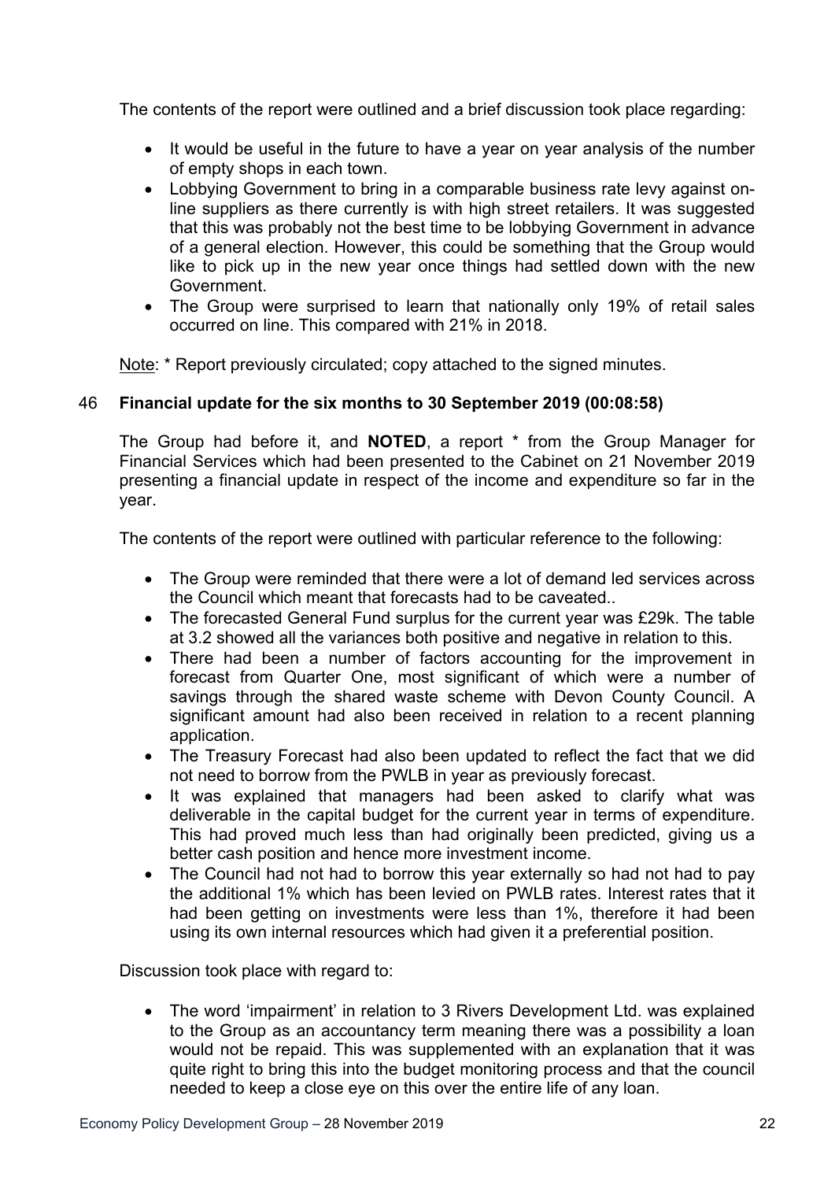The contents of the report were outlined and a brief discussion took place regarding:

- It would be useful in the future to have a year on year analysis of the number of empty shops in each town.
- Lobbying Government to bring in a comparable business rate levy against on-line suppliers as there currently is with high street retailers. It was suggested that this was probably not the best time to be lobbying Government in advance of a general election. However, this could be something that the Group would like to pick up in the new year once things had settled down with the new Government.
- The Group were surprised to learn that nationally only 19% of retail sales occurred on line. This compared with 21% in 2018.

Note: * Report previously circulated; copy attached to the signed minutes.

## 46 Financial update for the six months to 30 September 2019 (00:08:58)

The Group had before it, and **NOTED**, a report * from the Group Manager for Financial Services which had been presented to the Cabinet on 21 November 2019 presenting a financial update in respect of the income and expenditure so far in the year.

The contents of the report were outlined with particular reference to the following:

- The Group were reminded that there were a lot of demand led services across the Council which meant that forecasts had to be caveated..
- The forecasted General Fund surplus for the current year was £29k. The table at 3.2 showed all the variances both positive and negative in relation to this.
- There had been a number of factors accounting for the improvement in forecast from Quarter One, most significant of which were a number of savings through the shared waste scheme with Devon County Council. A significant amount had also been received in relation to a recent planning application.
- The Treasury Forecast had also been updated to reflect the fact that we did not need to borrow from the PWLB in year as previously forecast.
- It was explained that managers had been asked to clarify what was deliverable in the capital budget for the current year in terms of expenditure. This had proved much less than had originally been predicted, giving us a better cash position and hence more investment income.
- The Council had not had to borrow this year externally so had not had to pay the additional 1% which has been levied on PWLB rates. Interest rates that it had been getting on investments were less than 1%, therefore it had been using its own internal resources which had given it a preferential position.

Discussion took place with regard to:

- The word 'impairment' in relation to 3 Rivers Development Ltd. was explained to the Group as an accountancy term meaning there was a possibility a loan would not be repaid. This was supplemented with an explanation that it was quite right to bring this into the budget monitoring process and that the council needed to keep a close eye on this over the entire life of any loan.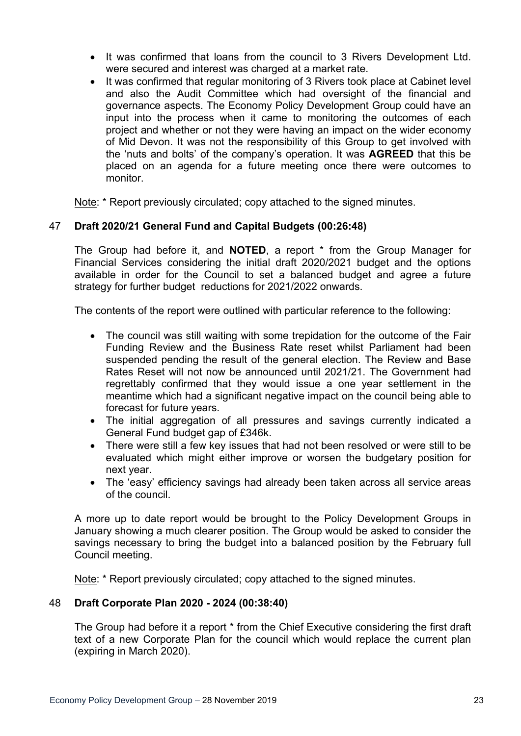- It was confirmed that loans from the council to 3 Rivers Development Ltd. were secured and interest was charged at a market rate.
- It was confirmed that regular monitoring of 3 Rivers took place at Cabinet level and also the Audit Committee which had oversight of the financial and governance aspects. The Economy Policy Development Group could have an input into the process when it came to monitoring the outcomes of each project and whether or not they were having an impact on the wider economy of Mid Devon. It was not the responsibility of this Group to get involved with the 'nuts and bolts' of the company's operation. It was **AGREED** that this be placed on an agenda for a future meeting once there were outcomes to monitor.

Note: * Report previously circulated; copy attached to the signed minutes.

### 47 Draft 2020/21 General Fund and Capital Budgets (00:26:48)

The Group had before it, and **NOTED**, a report * from the Group Manager for Financial Services considering the initial draft 2020/2021 budget and the options available in order for the Council to set a balanced budget and agree a future strategy for further budget reductions for 2021/2022 onwards.

The contents of the report were outlined with particular reference to the following:

- The council was still waiting with some trepidation for the outcome of the Fair Funding Review and the Business Rate reset whilst Parliament had been suspended pending the result of the general election. The Review and Base Rates Reset will not now be announced until 2021/21. The Government had regrettably confirmed that they would issue a one year settlement in the meantime which had a significant negative impact on the council being able to forecast for future years.
- The initial aggregation of all pressures and savings currently indicated a General Fund budget gap of £346k.
- There were still a few key issues that had not been resolved or were still to be evaluated which might either improve or worsen the budgetary position for next year.
- The 'easy' efficiency savings had already been taken across all service areas of the council.

A more up to date report would be brought to the Policy Development Groups in January showing a much clearer position. The Group would be asked to consider the savings necessary to bring the budget into a balanced position by the February full Council meeting.

Note: * Report previously circulated; copy attached to the signed minutes.

### 48 Draft Corporate Plan 2020 - 2024 (00:38:40)

The Group had before it a report * from the Chief Executive considering the first draft text of a new Corporate Plan for the council which would replace the current plan (expiring in March 2020).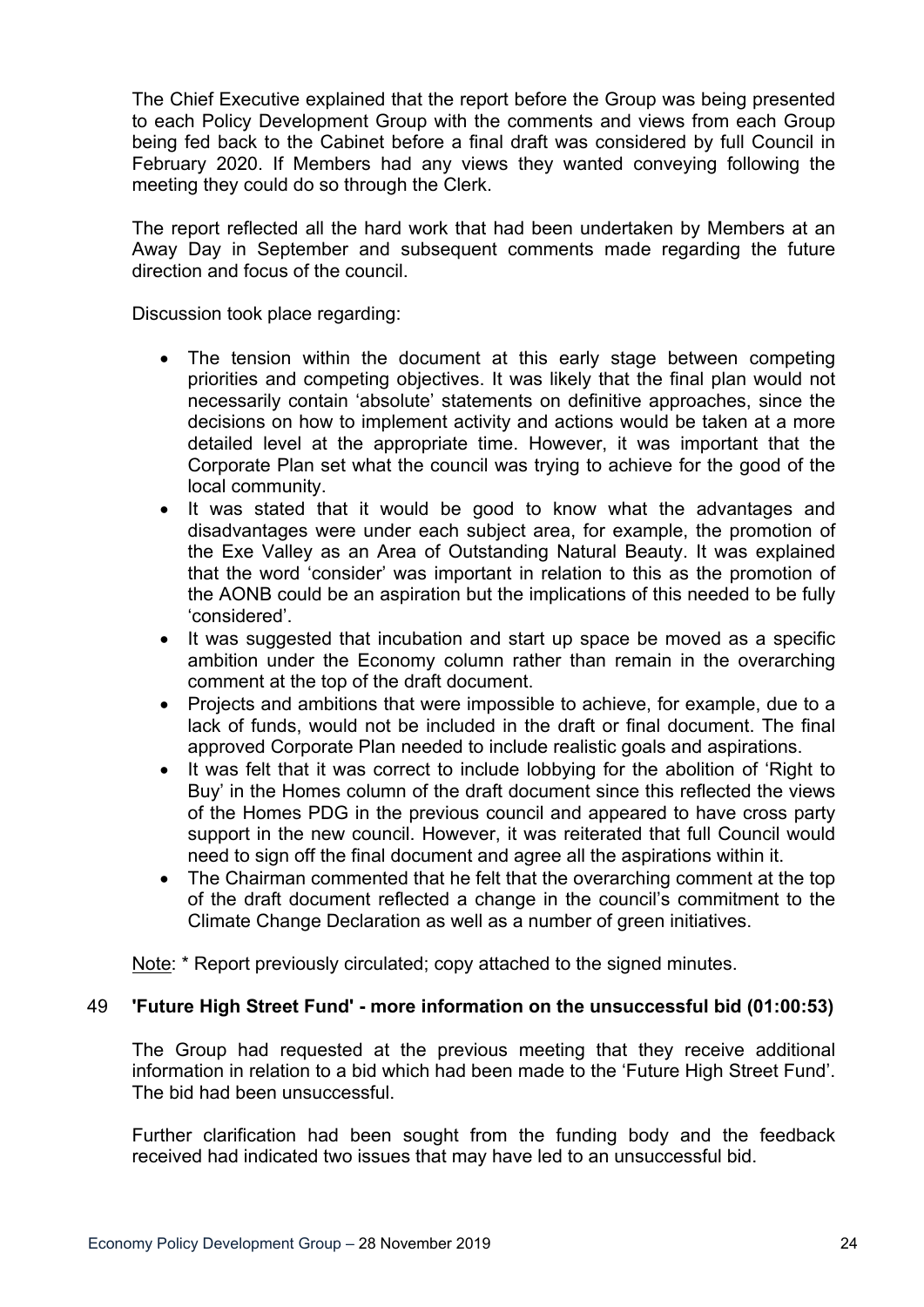The Chief Executive explained that the report before the Group was being presented to each Policy Development Group with the comments and views from each Group being fed back to the Cabinet before a final draft was considered by full Council in February 2020. If Members had any views they wanted conveying following the meeting they could do so through the Clerk.

The report reflected all the hard work that had been undertaken by Members at an Away Day in September and subsequent comments made regarding the future direction and focus of the council.

Discussion took place regarding:

- The tension within the document at this early stage between competing priorities and competing objectives. It was likely that the final plan would not necessarily contain 'absolute' statements on definitive approaches, since the decisions on how to implement activity and actions would be taken at a more detailed level at the appropriate time. However, it was important that the Corporate Plan set what the council was trying to achieve for the good of the local community.
- It was stated that it would be good to know what the advantages and disadvantages were under each subject area, for example, the promotion of the Exe Valley as an Area of Outstanding Natural Beauty. It was explained that the word 'consider' was important in relation to this as the promotion of the AONB could be an aspiration but the implications of this needed to be fully 'considered'.
- It was suggested that incubation and start up space be moved as a specific ambition under the Economy column rather than remain in the overarching comment at the top of the draft document.
- Projects and ambitions that were impossible to achieve, for example, due to a lack of funds, would not be included in the draft or final document. The final approved Corporate Plan needed to include realistic goals and aspirations.
- It was felt that it was correct to include lobbying for the abolition of 'Right to Buy' in the Homes column of the draft document since this reflected the views of the Homes PDG in the previous council and appeared to have cross party support in the new council. However, it was reiterated that full Council would need to sign off the final document and agree all the aspirations within it.
- The Chairman commented that he felt that the overarching comment at the top of the draft document reflected a change in the council's commitment to the Climate Change Declaration as well as a number of green initiatives.

Note: * Report previously circulated; copy attached to the signed minutes.

### 49 'Future High Street Fund' - more information on the unsuccessful bid (01:00:53)

The Group had requested at the previous meeting that they receive additional information in relation to a bid which had been made to the 'Future High Street Fund'. The bid had been unsuccessful.

Further clarification had been sought from the funding body and the feedback received had indicated two issues that may have led to an unsuccessful bid.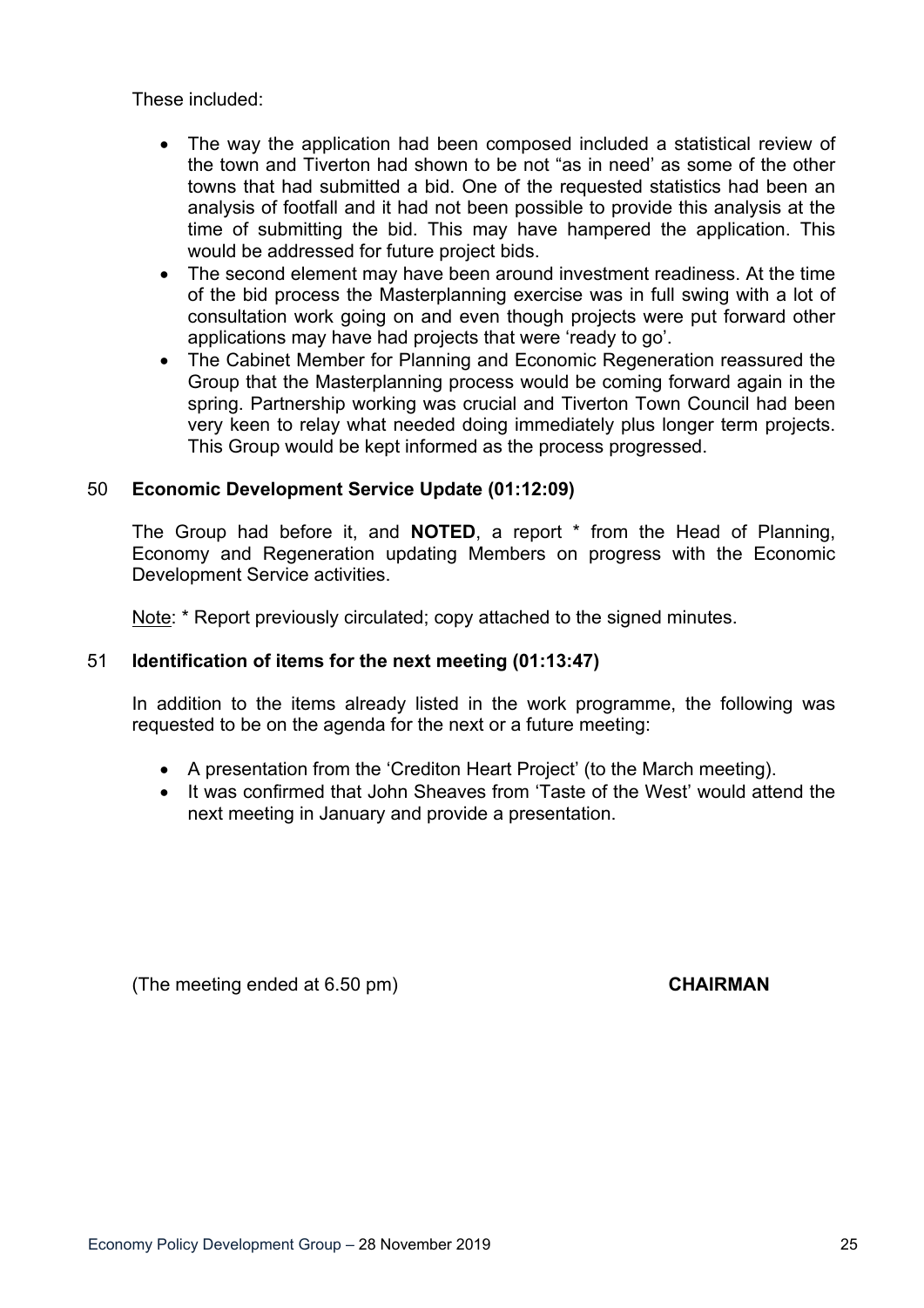These included:

- The way the application had been composed included a statistical review of the town and Tiverton had shown to be not "as in need' as some of the other towns that had submitted a bid. One of the requested statistics had been an analysis of footfall and it had not been possible to provide this analysis at the time of submitting the bid. This may have hampered the application. This would be addressed for future project bids.
- The second element may have been around investment readiness. At the time of the bid process the Masterplanning exercise was in full swing with a lot of consultation work going on and even though projects were put forward other applications may have had projects that were 'ready to go'.
- The Cabinet Member for Planning and Economic Regeneration reassured the Group that the Masterplanning process would be coming forward again in the spring. Partnership working was crucial and Tiverton Town Council had been very keen to relay what needed doing immediately plus longer term projects. This Group would be kept informed as the process progressed.

## 50 Economic Development Service Update (01:12:09)

The Group had before it, and **NOTED**, a report * from the Head of Planning, Economy and Regeneration updating Members on progress with the Economic Development Service activities.

Note: * Report previously circulated; copy attached to the signed minutes.

## 51 Identification of items for the next meeting (01:13:47)

In addition to the items already listed in the work programme, the following was requested to be on the agenda for the next or a future meeting:

- A presentation from the 'Crediton Heart Project' (to the March meeting).
- It was confirmed that John Sheaves from 'Taste of the West' would attend the next meeting in January and provide a presentation.

(The meeting ended at 6.50 pm) **CHAIRMAN**